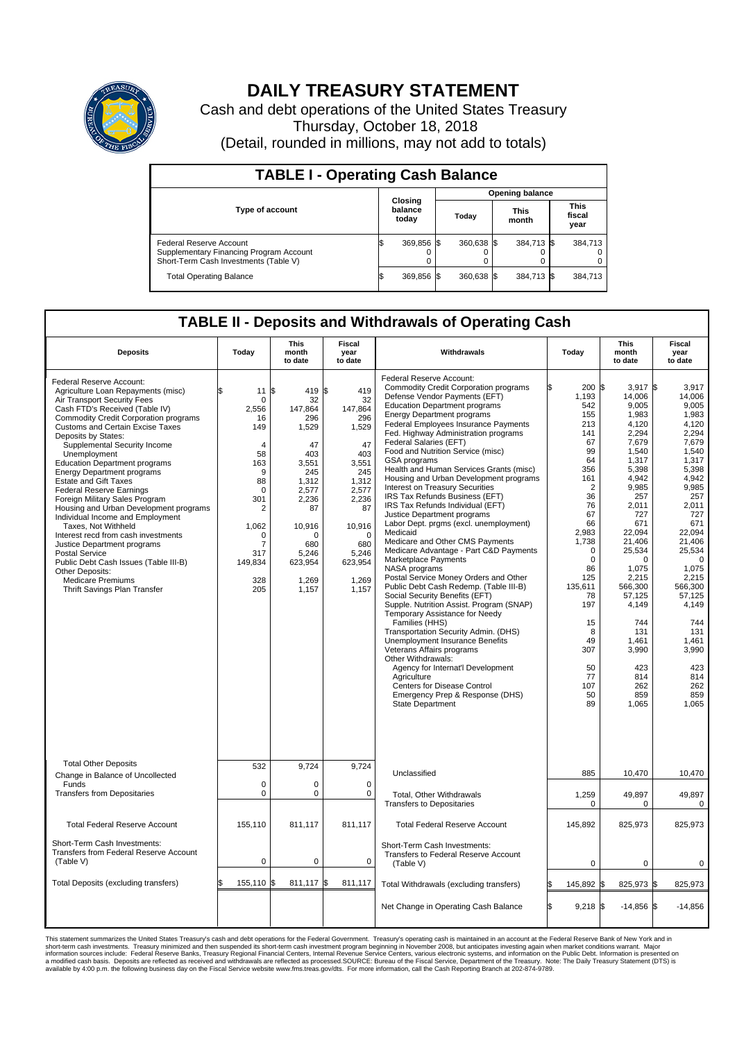# DAILY TREASURY STATEMENT

Cash and debt operations of the United States Treasury

Thursday, October 18, 2018

(Detail, rounded in millions, may not add to totals)

## TABLE I - Operating Cash Balance

| Type of account | Closing balance today | Opening balance Today | Opening balance This month | Opening balance This fiscal year |
|---|---|---|---|---|
| Federal Reserve Account | $ 369,856 | $ 360,638 | $ 384,713 | $ 384,713 |
| Supplementary Financing Program Account | 0 | 0 | 0 | 0 |
| Short-Term Cash Investments (Table V) | 0 | 0 | 0 | 0 |
| Total Operating Balance | $ 369,856 | $ 360,638 | $ 384,713 | $ 384,713 |

## TABLE II - Deposits and Withdrawals of Operating Cash

| Deposits | Today | This month to date | Fiscal year to date |
|---|---|---|---|
| Federal Reserve Account: | | | |
| Agriculture Loan Repayments (misc) | $ 11 | $ 419 | $ 419 |
| Air Transport Security Fees | 0 | 32 | 32 |
| Cash FTD's Received (Table IV) | 2,556 | 147,864 | 147,864 |
| Commodity Credit Corporation programs | 16 | 296 | 296 |
| Customs and Certain Excise Taxes | 149 | 1,529 | 1,529 |
| Deposits by States: | | | |
| Supplemental Security Income | 4 | 47 | 47 |
| Unemployment | 58 | 403 | 403 |
| Education Department programs | 163 | 3,551 | 3,551 |
| Energy Department programs | 9 | 245 | 245 |
| Estate and Gift Taxes | 88 | 1,312 | 1,312 |
| Federal Reserve Earnings | 0 | 2,577 | 2,577 |
| Foreign Military Sales Program | 301 | 2,236 | 2,236 |
| Housing and Urban Development programs | 2 | 87 | 87 |
| Individual Income and Employment Taxes, Not Withheld | 1,062 | 10,916 | 10,916 |
| Interest recd from cash investments | 0 | 0 | 0 |
| Justice Department programs | 7 | 680 | 680 |
| Postal Service | 317 | 5,246 | 5,246 |
| Public Debt Cash Issues (Table III-B) | 149,834 | 623,954 | 623,954 |
| Other Deposits: | | | |
| Medicare Premiums | 328 | 1,269 | 1,269 |
| Thrift Savings Plan Transfer | 205 | 1,157 | 1,157 |
| Total Other Deposits | 532 | 9,724 | 9,724 |
| Change in Balance of Uncollected Funds | 0 | 0 | 0 |
| Transfers from Depositaries | 0 | 0 | 0 |
| Total Federal Reserve Account | 155,110 | 811,117 | 811,117 |
| Short-Term Cash Investments: Transfers from Federal Reserve Account (Table V) | 0 | 0 | 0 |
| Total Deposits (excluding transfers) | $ 155,110 | $ 811,117 | $ 811,117 |

| Withdrawals | Today | This month to date | Fiscal year to date |
|---|---|---|---|
| Federal Reserve Account: | | | |
| Commodity Credit Corporation programs | $ 200 | $ 3,917 | $ 3,917 |
| Defense Vendor Payments (EFT) | 1,193 | 14,006 | 14,006 |
| Education Department programs | 542 | 9,005 | 9,005 |
| Energy Department programs | 155 | 1,983 | 1,983 |
| Federal Employees Insurance Payments | 213 | 4,120 | 4,120 |
| Fed. Highway Administration programs | 141 | 2,294 | 2,294 |
| Federal Salaries (EFT) | 67 | 7,679 | 7,679 |
| Food and Nutrition Service (misc) | 99 | 1,540 | 1,540 |
| GSA programs | 64 | 1,317 | 1,317 |
| Health and Human Services Grants (misc) | 356 | 5,398 | 5,398 |
| Housing and Urban Development programs | 161 | 4,942 | 4,942 |
| Interest on Treasury Securities | 2 | 9,985 | 9,985 |
| IRS Tax Refunds Business (EFT) | 36 | 257 | 257 |
| IRS Tax Refunds Individual (EFT) | 76 | 2,011 | 2,011 |
| Justice Department programs | 67 | 727 | 727 |
| Labor Dept. prgms (excl. unemployment) | 66 | 671 | 671 |
| Medicaid | 2,983 | 22,094 | 22,094 |
| Medicare and Other CMS Payments | 1,738 | 21,406 | 21,406 |
| Medicare Advantage - Part C&D Payments | 0 | 25,534 | 25,534 |
| Marketplace Payments | 0 | 0 | 0 |
| NASA programs | 86 | 1,075 | 1,075 |
| Postal Service Money Orders and Other | 125 | 2,215 | 2,215 |
| Public Debt Cash Redemp. (Table III-B) | 135,611 | 566,300 | 566,300 |
| Social Security Benefits (EFT) | 78 | 57,125 | 57,125 |
| Supple. Nutrition Assist. Program (SNAP) | 197 | 4,149 | 4,149 |
| Temporary Assistance for Needy Families (HHS) | 15 | 744 | 744 |
| Transportation Security Admin. (DHS) | 8 | 131 | 131 |
| Unemployment Insurance Benefits | 49 | 1,461 | 1,461 |
| Veterans Affairs programs | 307 | 3,990 | 3,990 |
| Other Withdrawals: | | | |
| Agency for Internat'l Development | 50 | 423 | 423 |
| Agriculture | 77 | 814 | 814 |
| Centers for Disease Control | 107 | 262 | 262 |
| Emergency Prep & Response (DHS) | 50 | 859 | 859 |
| State Department | 89 | 1,065 | 1,065 |
| Unclassified | 885 | 10,470 | 10,470 |
| Total, Other Withdrawals | 1,259 | 49,897 | 49,897 |
| Transfers to Depositaries | 0 | 0 | 0 |
| Total Federal Reserve Account | 145,892 | 825,973 | 825,973 |
| Short-Term Cash Investments: Transfers to Federal Reserve Account (Table V) | 0 | 0 | 0 |
| Total Withdrawals (excluding transfers) | $ 145,892 | $ 825,973 | $ 825,973 |
| Net Change in Operating Cash Balance | $ 9,218 | $ -14,856 | $ -14,856 |

This statement summarizes the United States Treasury's cash and debt operations for the Federal Government. Treasury's operating cash is maintained in an account at the Federal Reserve Bank of New York and in short-term cash investments. Treasury minimized and then suspended its short-term cash investment program beginning in November 2008, but anticipates investing again when market conditions warrant. Major information sources include: Federal Reserve Banks, Treasury Regional Financial Centers, Internal Revenue Service Centers, various electronic systems, and information on the Public Debt. Information is presented on a modified cash basis. Deposits are reflected as received and withdrawals are reflected as processed.SOURCE: Bureau of the Fiscal Service, Department of the Treasury. Note: The Daily Treasury Statement (DTS) is available by 4:00 p.m. the following business day on the Fiscal Service website www.fms.treas.gov/dts. For more information, call the Cash Reporting Branch at 202-874-9789.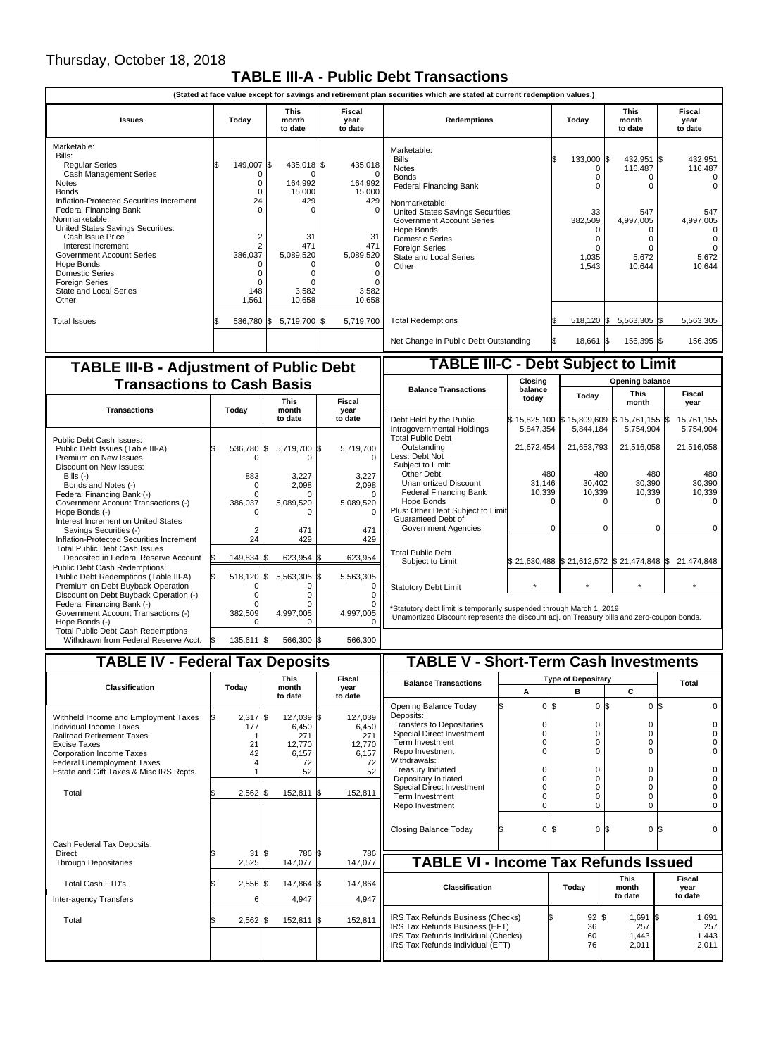Thursday, October 18, 2018

# TABLE III-A - Public Debt Transactions

(Stated at face value except for savings and retirement plan securities which are stated at current redemption values.)

| Issues | Today | This month to date | Fiscal year to date |
|---|---|---|---|
| Marketable: | | | |
| Bills: | | | |
| Regular Series | $ 149,007 | $ 435,018 | $ 435,018 |
| Cash Management Series | 0 | 0 | 0 |
| Notes | 0 | 164,992 | 164,992 |
| Bonds | 0 | 15,000 | 15,000 |
| Inflation-Protected Securities Increment | 24 | 429 | 429 |
| Federal Financing Bank | 0 | 0 | 0 |
| Nonmarketable: | | | |
| United States Savings Securities: | | | |
| Cash Issue Price | 2 | 31 | 31 |
| Interest Increment | 2 | 471 | 471 |
| Government Account Series | 386,037 | 5,089,520 | 5,089,520 |
| Hope Bonds | 0 | 0 | 0 |
| Domestic Series | 0 | 0 | 0 |
| Foreign Series | 0 | 0 | 0 |
| State and Local Series | 148 | 3,582 | 3,582 |
| Other | 1,561 | 10,658 | 10,658 |
| Total Issues | $ 536,780 | $ 5,719,700 | $ 5,719,700 |

| Redemptions | Today | This month to date | Fiscal year to date |
|---|---|---|---|
| Marketable: | | | |
| Bills | $ 133,000 | $ 432,951 | $ 432,951 |
| Notes | 0 | 116,487 | 116,487 |
| Bonds | 0 | 0 | 0 |
| Federal Financing Bank | 0 | 0 | 0 |
| Nonmarketable: | | | |
| United States Savings Securities | 33 | 547 | 547 |
| Government Account Series | 382,509 | 4,997,005 | 4,997,005 |
| Hope Bonds | 0 | 0 | 0 |
| Domestic Series | 0 | 0 | 0 |
| Foreign Series | 0 | 0 | 0 |
| State and Local Series | 1,035 | 5,672 | 5,672 |
| Other | 1,543 | 10,644 | 10,644 |
| Total Redemptions | $ 518,120 | $ 5,563,305 | $ 5,563,305 |
| Net Change in Public Debt Outstanding | $ 18,661 | $ 156,395 | $ 156,395 |

# TABLE III-B - Adjustment of Public Debt Transactions to Cash Basis

| Transactions | Today | This month to date | Fiscal year to date |
|---|---|---|---|
| Public Debt Cash Issues: | | | |
| Public Debt Issues (Table III-A) | $ 536,780 | $ 5,719,700 | $ 5,719,700 |
| Premium on New Issues | 0 | 0 | 0 |
| Discount on New Issues: | | | |
| Bills (-) | 883 | 3,227 | 3,227 |
| Bonds and Notes (-) | 0 | 2,098 | 2,098 |
| Federal Financing Bank (-) | 0 | 0 | 0 |
| Government Account Transactions (-) | 386,037 | 5,089,520 | 5,089,520 |
| Hope Bonds (-) | 0 | 0 | 0 |
| Interest Increment on United States Savings Securities (-) | 2 | 471 | 471 |
| Inflation-Protected Securities Increment | 24 | 429 | 429 |
| Total Public Debt Cash Issues Deposited in Federal Reserve Account | $ 149,834 | $ 623,954 | $ 623,954 |
| Public Debt Cash Redemptions: | | | |
| Public Debt Redemptions (Table III-A) | $ 518,120 | $ 5,563,305 | $ 5,563,305 |
| Premium on Debt Buyback Operation | 0 | 0 | 0 |
| Discount on Debt Buyback Operation (-) | 0 | 0 | 0 |
| Federal Financing Bank (-) | 0 | 0 | 0 |
| Government Account Transactions (-) | 382,509 | 4,997,005 | 4,997,005 |
| Hope Bonds (-) | 0 | 0 | 0 |
| Total Public Debt Cash Redemptions Withdrawn from Federal Reserve Acct. | $ 135,611 | $ 566,300 | $ 566,300 |

# TABLE III-C - Debt Subject to Limit

| Balance Transactions | Closing balance today | Opening balance Today | Opening balance This month | Opening balance Fiscal year |
|---|---|---|---|---|
| Debt Held by the Public | $ 15,825,100 | $ 15,809,609 | $ 15,761,155 | $ 15,761,155 |
| Intragovernmental Holdings | 5,847,354 | 5,844,184 | 5,754,904 | 5,754,904 |
| Total Public Debt Outstanding | 21,672,454 | 21,653,793 | 21,516,058 | 21,516,058 |
| Less: Debt Not Subject to Limit: | | | | |
| Other Debt | 480 | 480 | 480 | 480 |
| Unamortized Discount | 31,146 | 30,402 | 30,390 | 30,390 |
| Federal Financing Bank | 10,339 | 10,339 | 10,339 | 10,339 |
| Hope Bonds | 0 | 0 | 0 | 0 |
| Plus: Other Debt Subject to Limit | | | | |
| Guaranteed Debt of Government Agencies | 0 | 0 | 0 | 0 |
| Total Public Debt Subject to Limit | $ 21,630,488 | $ 21,612,572 | $ 21,474,848 | $ 21,474,848 |
| Statutory Debt Limit | * | * | * | * |

*Statutory debt limit is temporarily suspended through March 1, 2019
Unamortized Discount represents the discount adj. on Treasury bills and zero-coupon bonds.

# TABLE IV - Federal Tax Deposits

| Classification | Today | This month to date | Fiscal year to date |
|---|---|---|---|
| Withheld Income and Employment Taxes | $ 2,317 | $ 127,039 | $ 127,039 |
| Individual Income Taxes | 177 | 6,450 | 6,450 |
| Railroad Retirement Taxes | 1 | 271 | 271 |
| Excise Taxes | 21 | 12,770 | 12,770 |
| Corporation Income Taxes | 42 | 6,157 | 6,157 |
| Federal Unemployment Taxes | 4 | 72 | 72 |
| Estate and Gift Taxes & Misc IRS Rcpts. | 1 | 52 | 52 |
| Total | $ 2,562 | $ 152,811 | $ 152,811 |
| Cash Federal Tax Deposits: | | | |
| Direct | $ 31 | $ 786 | $ 786 |
| Through Depositaries | 2,525 | 147,077 | 147,077 |
| Total Cash FTD's | $ 2,556 | $ 147,864 | $ 147,864 |
| Inter-agency Transfers | 6 | 4,947 | 4,947 |
| Total | $ 2,562 | $ 152,811 | $ 152,811 |

# TABLE V - Short-Term Cash Investments

| Balance Transactions | Type of Depositary A | Type of Depositary B | Type of Depositary C | Total |
|---|---|---|---|---|
| Opening Balance Today | $ 0 | $ 0 | $ 0 | $ 0 |
| Deposits: | | | | |
| Transfers to Depositaries | 0 | 0 | 0 | 0 |
| Special Direct Investment | 0 | 0 | 0 | 0 |
| Term Investment | 0 | 0 | 0 | 0 |
| Repo Investment | 0 | 0 | 0 | 0 |
| Withdrawals: | | | | |
| Treasury Initiated | 0 | 0 | 0 | 0 |
| Depositary Initiated | 0 | 0 | 0 | 0 |
| Special Direct Investment | 0 | 0 | 0 | 0 |
| Term Investment | 0 | 0 | 0 | 0 |
| Repo Investment | 0 | 0 | 0 | 0 |
| Closing Balance Today | $ 0 | $ 0 | $ 0 | $ 0 |

# TABLE VI - Income Tax Refunds Issued

| Classification | Today | This month to date | Fiscal year to date |
|---|---|---|---|
| IRS Tax Refunds Business (Checks) | $ 92 | $ 1,691 | $ 1,691 |
| IRS Tax Refunds Business (EFT) | 36 | 257 | 257 |
| IRS Tax Refunds Individual (Checks) | 60 | 1,443 | 1,443 |
| IRS Tax Refunds Individual (EFT) | 76 | 2,011 | 2,011 |